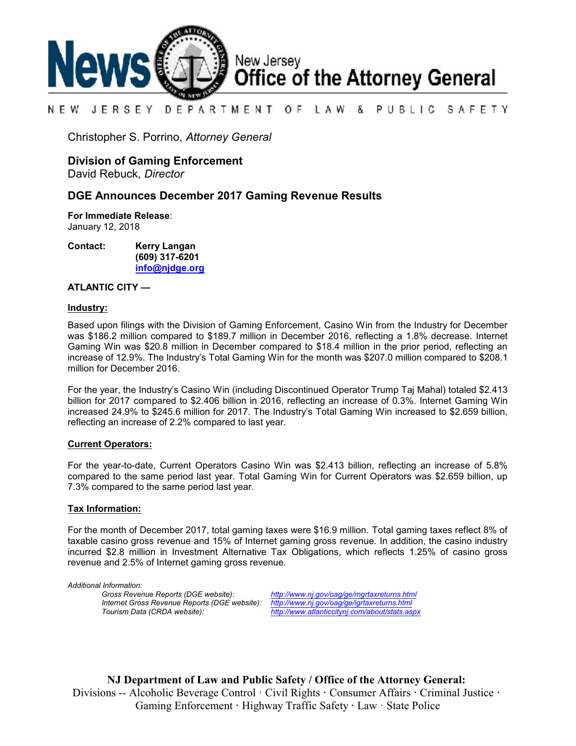# News New Jersey Office of the Attorney General

NEW JERSEY DEPARTMENT OF LAW & PUBLIC SAFETY

Christopher S. Porrino, *Attorney General*

## Division of Gaming Enforcement

David Rebuck, *Director*

## DGE Announces December 2017 Gaming Revenue Results

**For Immediate Release**:
January 12, 2018

**Contact:** **Kerry Langan**
**(609) 317-6201**
**info@njdge.org**

**ATLANTIC CITY —**

**Industry:**

Based upon filings with the Division of Gaming Enforcement, Casino Win from the Industry for December was $186.2 million compared to $189.7 million in December 2016, reflecting a 1.8% decrease. Internet Gaming Win was $20.8 million in December compared to $18.4 million in the prior period, reflecting an increase of 12.9%. The Industry's Total Gaming Win for the month was $207.0 million compared to $208.1 million for December 2016.

For the year, the Industry's Casino Win (including Discontinued Operator Trump Taj Mahal) totaled $2.413 billion for 2017 compared to $2.406 billion in 2016, reflecting an increase of 0.3%. Internet Gaming Win increased 24.9% to $245.6 million for 2017. The Industry's Total Gaming Win increased to $2.659 billion, reflecting an increase of 2.2% compared to last year.

**Current Operators:**

For the year-to-date, Current Operators Casino Win was $2.413 billion, reflecting an increase of 5.8% compared to the same period last year. Total Gaming Win for Current Operators was $2.659 billion, up 7.3% compared to the same period last year.

**Tax Information:**

For the month of December 2017, total gaming taxes were $16.9 million. Total gaming taxes reflect 8% of taxable casino gross revenue and 15% of Internet gaming gross revenue. In addition, the casino industry incurred $2.8 million in Investment Alternative Tax Obligations, which reflects 1.25% of casino gross revenue and 2.5% of Internet gaming gross revenue.

*Additional Information:*

| | |
|---|---|
| *Gross Revenue Reports (DGE website):* | http://www.nj.gov/oag/ge/mgrtaxreturns.html |
| *Internet Gross Revenue Reports (DGE website):* | http://www.nj.gov/oag/ge/igrtaxreturns.html |
| *Tourism Data (CRDA website):* | http://www.atlanticcitynj.com/about/stats.aspx |

**NJ Department of Law and Public Safety / Office of the Attorney General:**
Divisions -- Alcoholic Beverage Control · Civil Rights · Consumer Affairs · Criminal Justice · Gaming Enforcement · Highway Traffic Safety · Law · State Police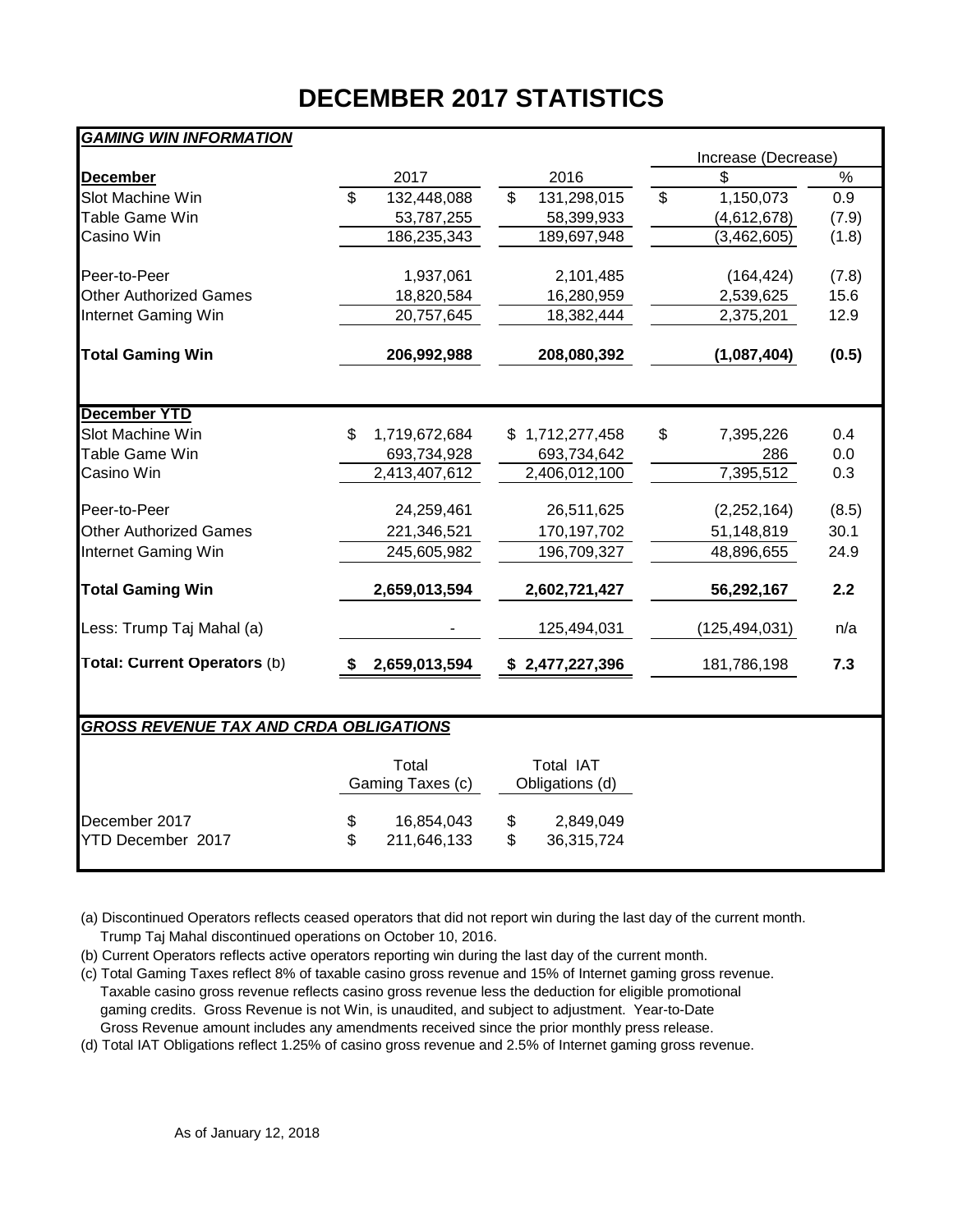# DECEMBER 2017 STATISTICS

| ***GAMING WIN INFORMATION*** | | | Increase (Decrease) | |
|---|---|---|---|---|
| **December** | 2017 | 2016 | $ | % |
| Slot Machine Win | $ 132,448,088 | $ 131,298,015 | $ 1,150,073 | 0.9 |
| Table Game Win | 53,787,255 | 58,399,933 | (4,612,678) | (7.9) |
| Casino Win | 186,235,343 | 189,697,948 | (3,462,605) | (1.8) |
| Peer-to-Peer | 1,937,061 | 2,101,485 | (164,424) | (7.8) |
| Other Authorized Games | 18,820,584 | 16,280,959 | 2,539,625 | 15.6 |
| Internet Gaming Win | 20,757,645 | 18,382,444 | 2,375,201 | 12.9 |
| **Total Gaming Win** | **206,992,988** | **208,080,392** | **(1,087,404)** | **(0.5)** |
| **December YTD** | | | | |
| Slot Machine Win | $ 1,719,672,684 | $ 1,712,277,458 | $ 7,395,226 | 0.4 |
| Table Game Win | 693,734,928 | 693,734,642 | 286 | 0.0 |
| Casino Win | 2,413,407,612 | 2,406,012,100 | 7,395,512 | 0.3 |
| Peer-to-Peer | 24,259,461 | 26,511,625 | (2,252,164) | (8.5) |
| Other Authorized Games | 221,346,521 | 170,197,702 | 51,148,819 | 30.1 |
| Internet Gaming Win | 245,605,982 | 196,709,327 | 48,896,655 | 24.9 |
| **Total Gaming Win** | **2,659,013,594** | **2,602,721,427** | **56,292,167** | **2.2** |
| Less: Trump Taj Mahal (a) | - | 125,494,031 | (125,494,031) | n/a |
| **Total: Current Operators** (b) | **$ 2,659,013,594** | **$ 2,477,227,396** | 181,786,198 | **7.3** |

| ***GROSS REVENUE TAX AND CRDA OBLIGATIONS*** | Total Gaming Taxes (c) | Total IAT Obligations (d) |
|---|---|---|
| December 2017 | $ 16,854,043 | $ 2,849,049 |
| YTD December 2017 | $ 211,646,133 | $ 36,315,724 |

(a) Discontinued Operators reflects ceased operators that did not report win during the last day of the current month. Trump Taj Mahal discontinued operations on October 10, 2016.

(b) Current Operators reflects active operators reporting win during the last day of the current month.

(c) Total Gaming Taxes reflect 8% of taxable casino gross revenue and 15% of Internet gaming gross revenue. Taxable casino gross revenue reflects casino gross revenue less the deduction for eligible promotional gaming credits. Gross Revenue is not Win, is unaudited, and subject to adjustment. Year-to-Date Gross Revenue amount includes any amendments received since the prior monthly press release.

(d) Total IAT Obligations reflect 1.25% of casino gross revenue and 2.5% of Internet gaming gross revenue.

As of January 12, 2018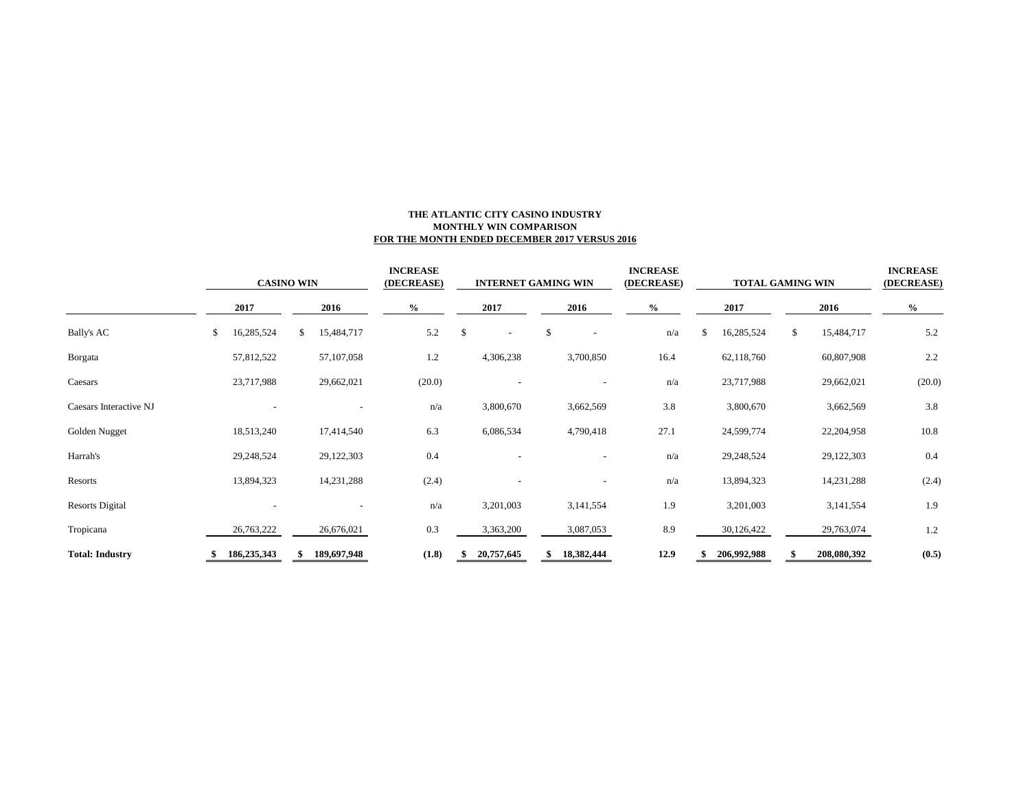**THE ATLANTIC CITY CASINO INDUSTRY**
**MONTHLY WIN COMPARISON**
**FOR THE MONTH ENDED DECEMBER 2017 VERSUS 2016**

| | CASINO WIN | | INCREASE (DECREASE) | INTERNET GAMING WIN | | INCREASE (DECREASE) | TOTAL GAMING WIN | | INCREASE (DECREASE) |
|---|---|---|---|---|---|---|---|---|---|
| | 2017 | 2016 | % | 2017 | 2016 | % | 2017 | 2016 | % |
| Bally's AC | $ 16,285,524 | $ 15,484,717 | 5.2 | $ - | $ - | n/a | $ 16,285,524 | $ 15,484,717 | 5.2 |
| Borgata | 57,812,522 | 57,107,058 | 1.2 | 4,306,238 | 3,700,850 | 16.4 | 62,118,760 | 60,807,908 | 2.2 |
| Caesars | 23,717,988 | 29,662,021 | (20.0) | - | - | n/a | 23,717,988 | 29,662,021 | (20.0) |
| Caesars Interactive NJ | - | - | n/a | 3,800,670 | 3,662,569 | 3.8 | 3,800,670 | 3,662,569 | 3.8 |
| Golden Nugget | 18,513,240 | 17,414,540 | 6.3 | 6,086,534 | 4,790,418 | 27.1 | 24,599,774 | 22,204,958 | 10.8 |
| Harrah's | 29,248,524 | 29,122,303 | 0.4 | - | - | n/a | 29,248,524 | 29,122,303 | 0.4 |
| Resorts | 13,894,323 | 14,231,288 | (2.4) | - | - | n/a | 13,894,323 | 14,231,288 | (2.4) |
| Resorts Digital | - | - | n/a | 3,201,003 | 3,141,554 | 1.9 | 3,201,003 | 3,141,554 | 1.9 |
| Tropicana | 26,763,222 | 26,676,021 | 0.3 | 3,363,200 | 3,087,053 | 8.9 | 30,126,422 | 29,763,074 | 1.2 |
| **Total: Industry** | **$ 186,235,343** | **$ 189,697,948** | **(1.8)** | **$ 20,757,645** | **$ 18,382,444** | **12.9** | **$ 206,992,988** | **$ 208,080,392** | **(0.5)** |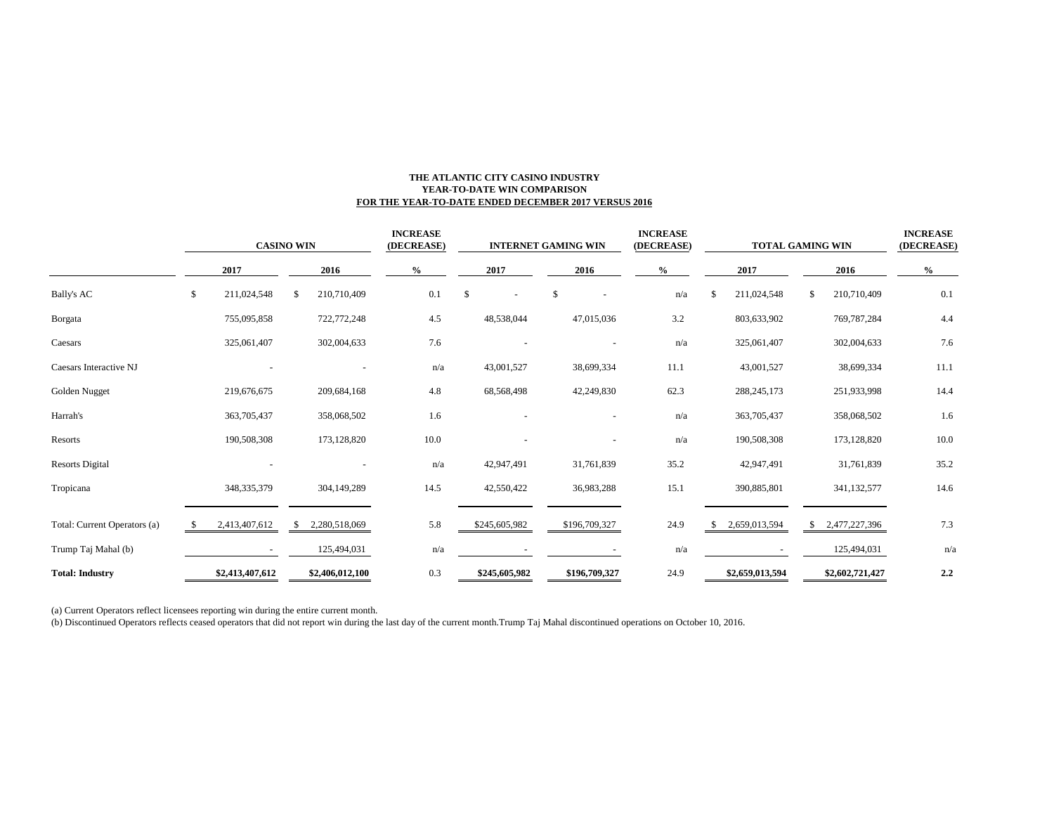**THE ATLANTIC CITY CASINO INDUSTRY**
**YEAR-TO-DATE WIN COMPARISON**
**FOR THE YEAR-TO-DATE ENDED DECEMBER 2017 VERSUS 2016**

| | CASINO WIN | | INCREASE (DECREASE) | INTERNET GAMING WIN | | INCREASE (DECREASE) | TOTAL GAMING WIN | | INCREASE (DECREASE) |
|---|---|---|---|---|---|---|---|---|---|
| | 2017 | 2016 | % | 2017 | 2016 | % | 2017 | 2016 | % |
| Bally's AC | $ 211,024,548 | $ 210,710,409 | 0.1 | $ - | $ - | n/a | $ 211,024,548 | $ 210,710,409 | 0.1 |
| Borgata | 755,095,858 | 722,772,248 | 4.5 | 48,538,044 | 47,015,036 | 3.2 | 803,633,902 | 769,787,284 | 4.4 |
| Caesars | 325,061,407 | 302,004,633 | 7.6 | - | - | n/a | 325,061,407 | 302,004,633 | 7.6 |
| Caesars Interactive NJ | - | - | n/a | 43,001,527 | 38,699,334 | 11.1 | 43,001,527 | 38,699,334 | 11.1 |
| Golden Nugget | 219,676,675 | 209,684,168 | 4.8 | 68,568,498 | 42,249,830 | 62.3 | 288,245,173 | 251,933,998 | 14.4 |
| Harrah's | 363,705,437 | 358,068,502 | 1.6 | - | - | n/a | 363,705,437 | 358,068,502 | 1.6 |
| Resorts | 190,508,308 | 173,128,820 | 10.0 | - | - | n/a | 190,508,308 | 173,128,820 | 10.0 |
| Resorts Digital | - | - | n/a | 42,947,491 | 31,761,839 | 35.2 | 42,947,491 | 31,761,839 | 35.2 |
| Tropicana | 348,335,379 | 304,149,289 | 14.5 | 42,550,422 | 36,983,288 | 15.1 | 390,885,801 | 341,132,577 | 14.6 |
| Total: Current Operators (a) | $ 2,413,407,612 | $ 2,280,518,069 | 5.8 | $245,605,982 | $196,709,327 | 24.9 | $ 2,659,013,594 | $ 2,477,227,396 | 7.3 |
| Trump Taj Mahal (b) | - | 125,494,031 | n/a | - | - | n/a | - | 125,494,031 | n/a |
| **Total: Industry** | **$2,413,407,612** | **$2,406,012,100** | 0.3 | **$245,605,982** | **$196,709,327** | 24.9 | **$2,659,013,594** | **$2,602,721,427** | **2.2** |

(a) Current Operators reflect licensees reporting win during the entire current month.
(b) Discontinued Operators reflects ceased operators that did not report win during the last day of the current month.Trump Taj Mahal discontinued operations on October 10, 2016.